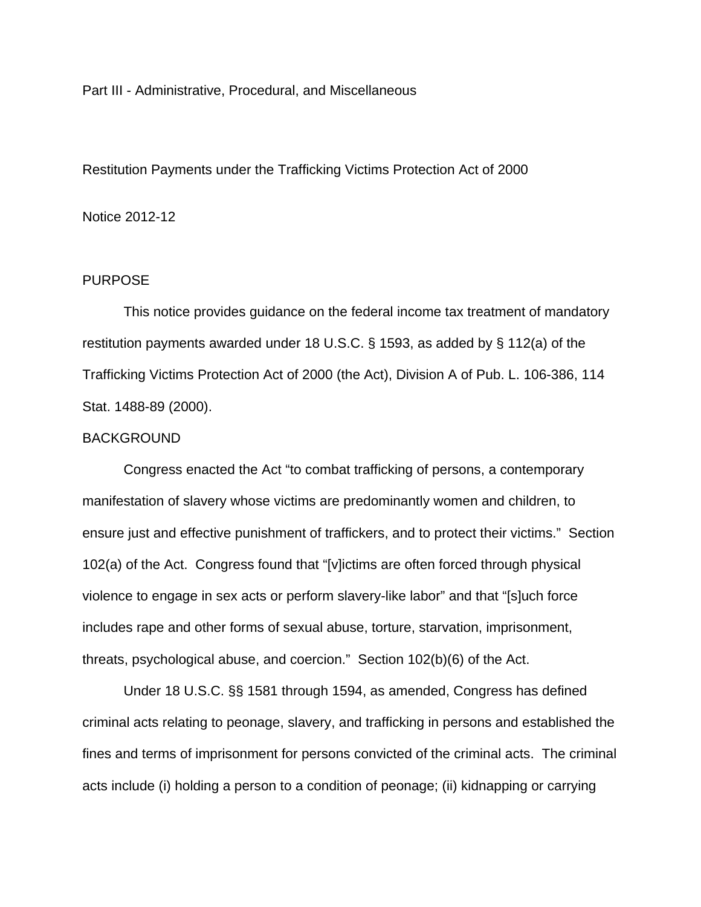Part III - Administrative, Procedural, and Miscellaneous

Restitution Payments under the Trafficking Victims Protection Act of 2000

Notice 2012-12

## PURPOSE

This notice provides guidance on the federal income tax treatment of mandatory restitution payments awarded under 18 U.S.C. § 1593, as added by § 112(a) of the Trafficking Victims Protection Act of 2000 (the Act), Division A of Pub. L. 106-386, 114 Stat. 1488-89 (2000).

## BACKGROUND

Congress enacted the Act "to combat trafficking of persons, a contemporary manifestation of slavery whose victims are predominantly women and children, to ensure just and effective punishment of traffickers, and to protect their victims." Section 102(a) of the Act. Congress found that "[v]ictims are often forced through physical violence to engage in sex acts or perform slavery-like labor" and that "[s]uch force includes rape and other forms of sexual abuse, torture, starvation, imprisonment, threats, psychological abuse, and coercion." Section 102(b)(6) of the Act.

Under 18 U.S.C. §§ 1581 through 1594, as amended, Congress has defined criminal acts relating to peonage, slavery, and trafficking in persons and established the fines and terms of imprisonment for persons convicted of the criminal acts. The criminal acts include (i) holding a person to a condition of peonage; (ii) kidnapping or carrying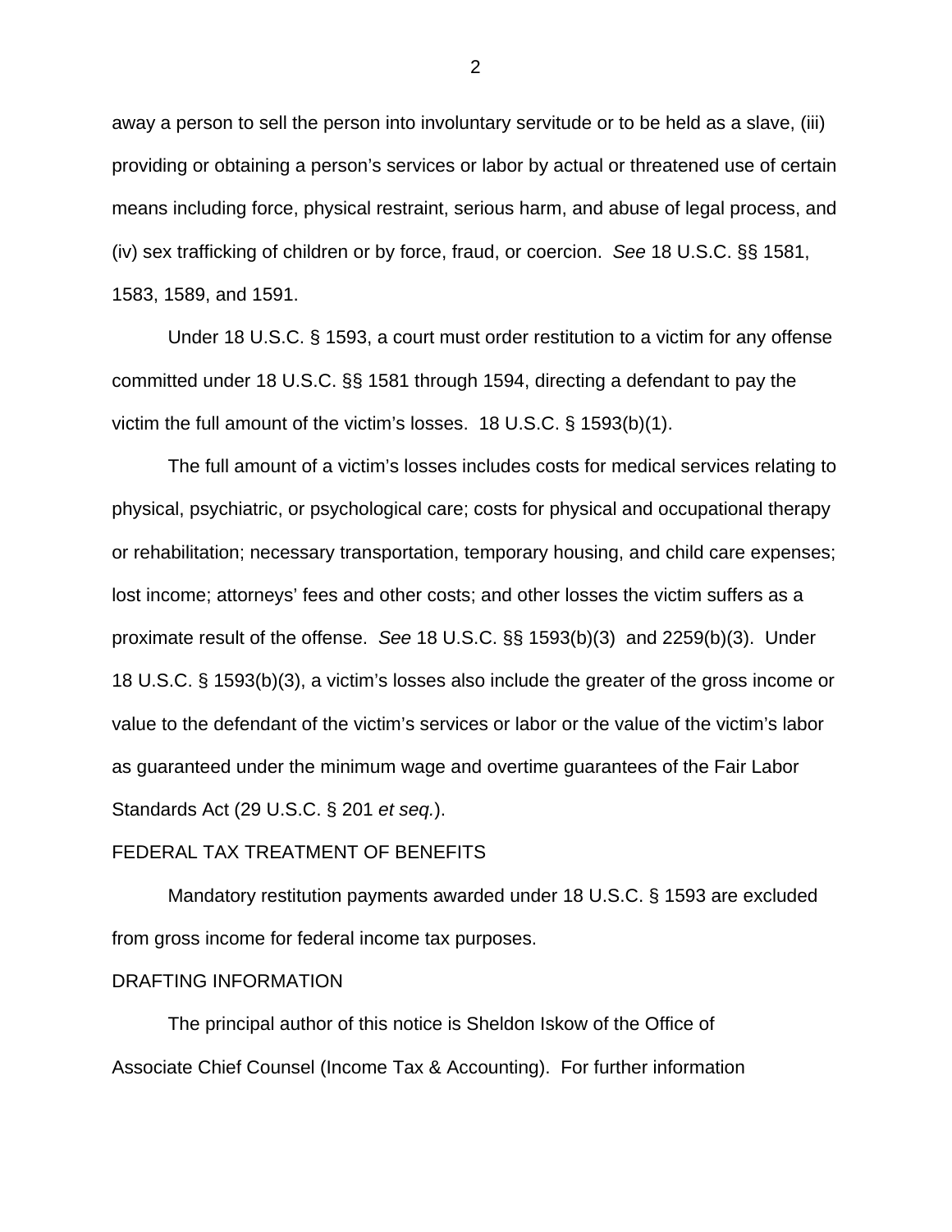away a person to sell the person into involuntary servitude or to be held as a slave, (iii) providing or obtaining a person's services or labor by actual or threatened use of certain means including force, physical restraint, serious harm, and abuse of legal process, and (iv) sex trafficking of children or by force, fraud, or coercion. *See* 18 U.S.C. §§ 1581, 1583, 1589, and 1591.

Under 18 U.S.C. § 1593, a court must order restitution to a victim for any offense committed under 18 U.S.C. §§ 1581 through 1594, directing a defendant to pay the victim the full amount of the victim's losses. 18 U.S.C. § 1593(b)(1).

The full amount of a victim's losses includes costs for medical services relating to physical, psychiatric, or psychological care; costs for physical and occupational therapy or rehabilitation; necessary transportation, temporary housing, and child care expenses; lost income; attorneys' fees and other costs; and other losses the victim suffers as a proximate result of the offense. *See* 18 U.S.C. §§ 1593(b)(3) and 2259(b)(3). Under 18 U.S.C. § 1593(b)(3), a victim's losses also include the greater of the gross income or value to the defendant of the victim's services or labor or the value of the victim's labor as guaranteed under the minimum wage and overtime guarantees of the Fair Labor Standards Act (29 U.S.C. § 201 *et seq.*).

## FEDERAL TAX TREATMENT OF BENEFITS

Mandatory restitution payments awarded under 18 U.S.C. § 1593 are excluded from gross income for federal income tax purposes.

## DRAFTING INFORMATION

The principal author of this notice is Sheldon Iskow of the Office of Associate Chief Counsel (Income Tax & Accounting). For further information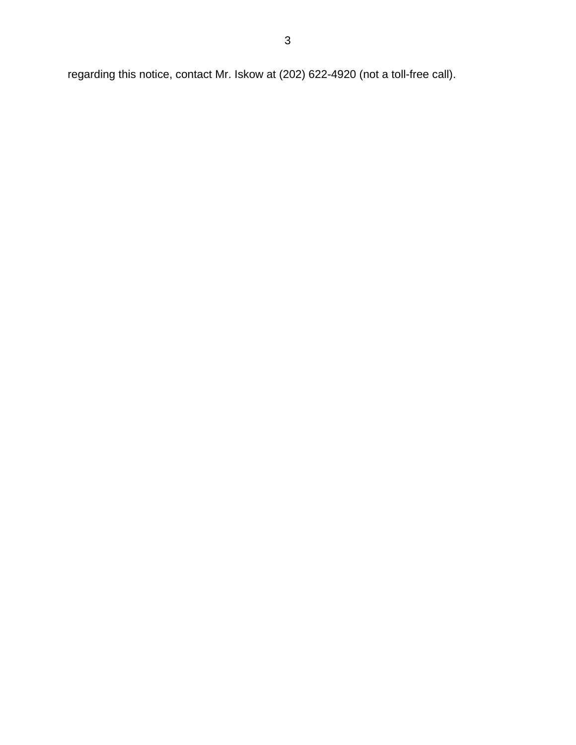regarding this notice, contact Mr. Iskow at (202) 622-4920 (not a toll-free call).